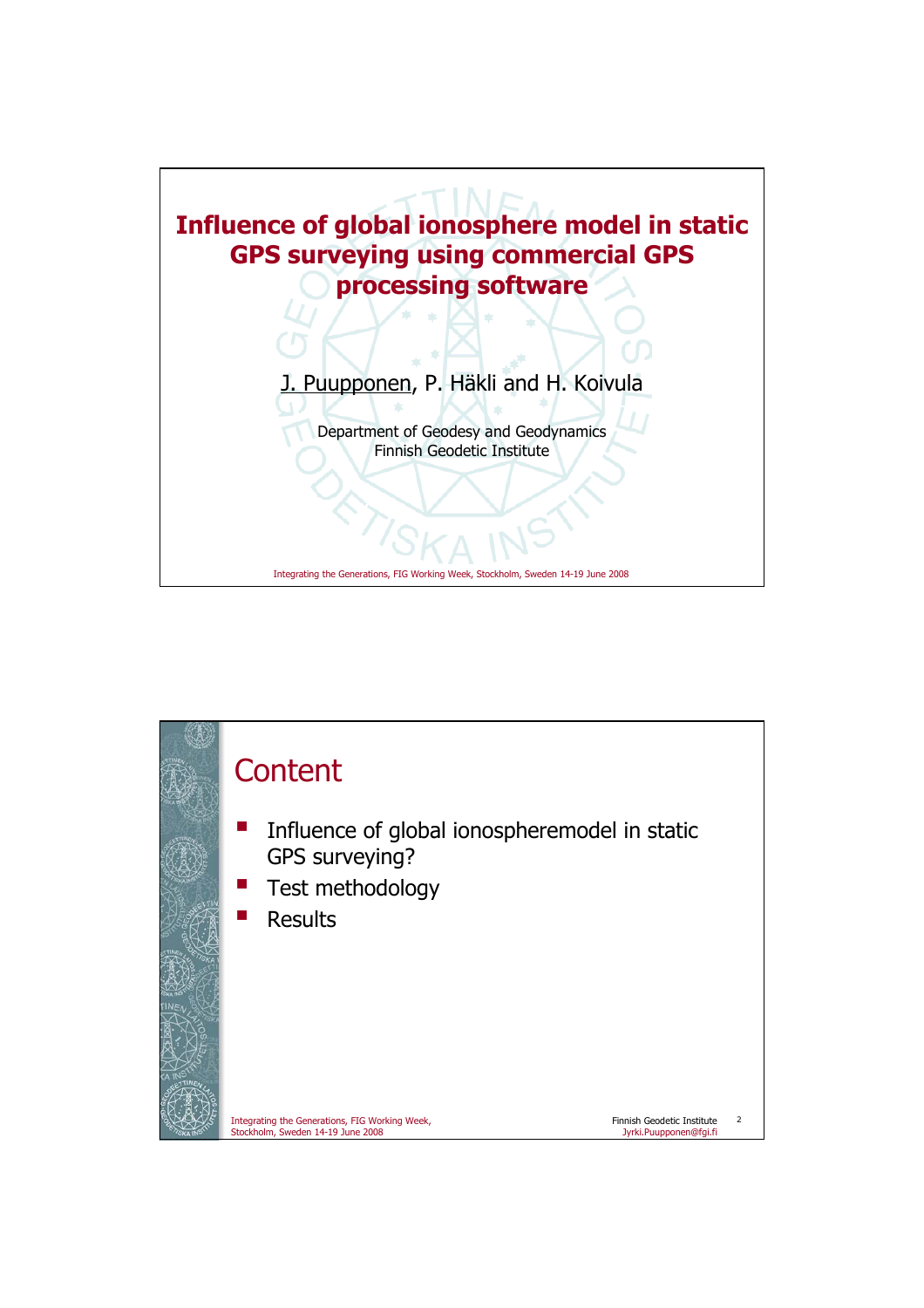# Influence of global ionosphere model in static GPS surveying using commercial GPS processing software

J. Puupponen, P. Häkli and H. Koivula

Department of Geodesy and Geodynamics
Finnish Geodetic Institute

Integrating the Generations, FIG Working Week, Stockholm, Sweden 14-19 June 2008

## Content

- Influence of global ionospheremodel in static GPS surveying?
- Test methodology
- Results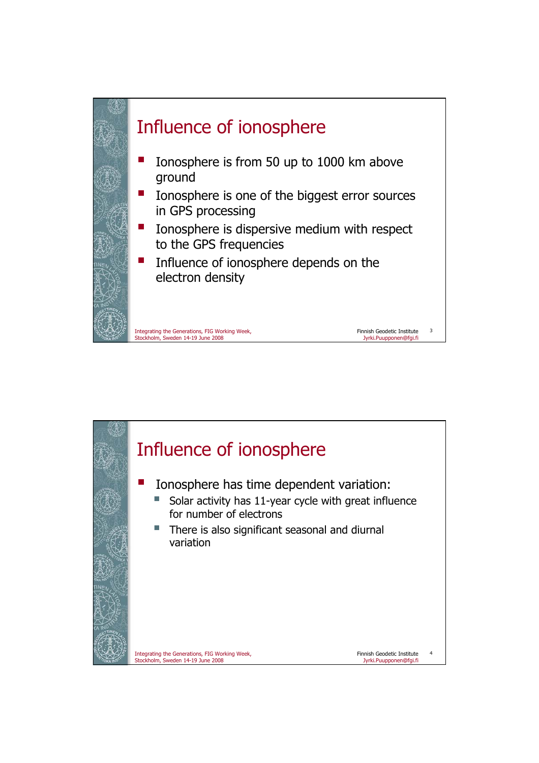## Influence of ionosphere

- Ionosphere is from 50 up to 1000 km above ground
- Ionosphere is one of the biggest error sources in GPS processing
- Ionosphere is dispersive medium with respect to the GPS frequencies
- Influence of ionosphere depends on the electron density

## Influence of ionosphere

- Ionosphere has time dependent variation:
  - Solar activity has 11-year cycle with great influence for number of electrons
  - There is also significant seasonal and diurnal variation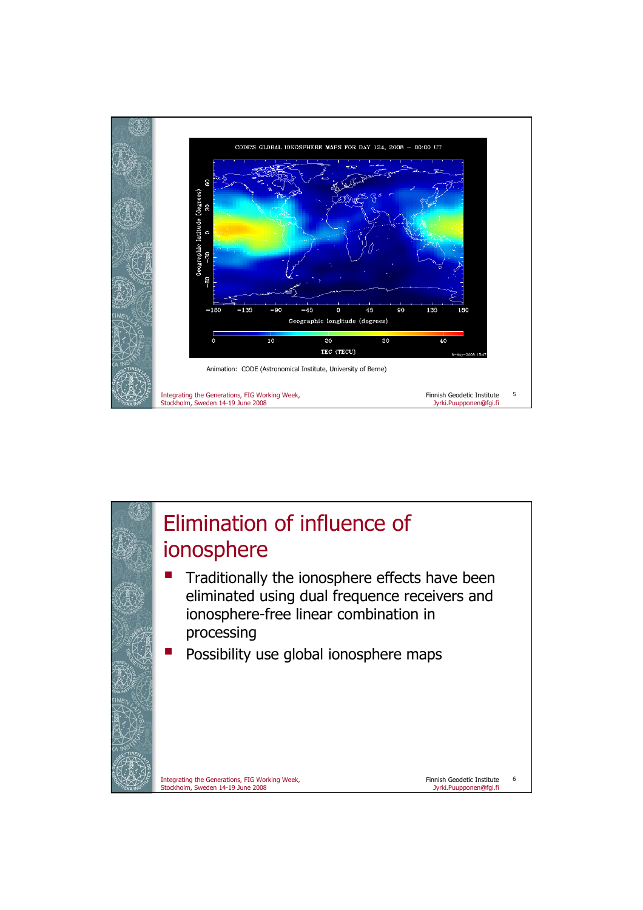CODE'S GLOBAL IONOSPHERE MAPS FOR DAY 124, 2008 – 00:00 UT

Animation: CODE (Astronomical Institute, University of Berne)

# Elimination of influence of ionosphere

- Traditionally the ionosphere effects have been eliminated using dual frequence receivers and ionosphere-free linear combination in processing
- Possibility use global ionosphere maps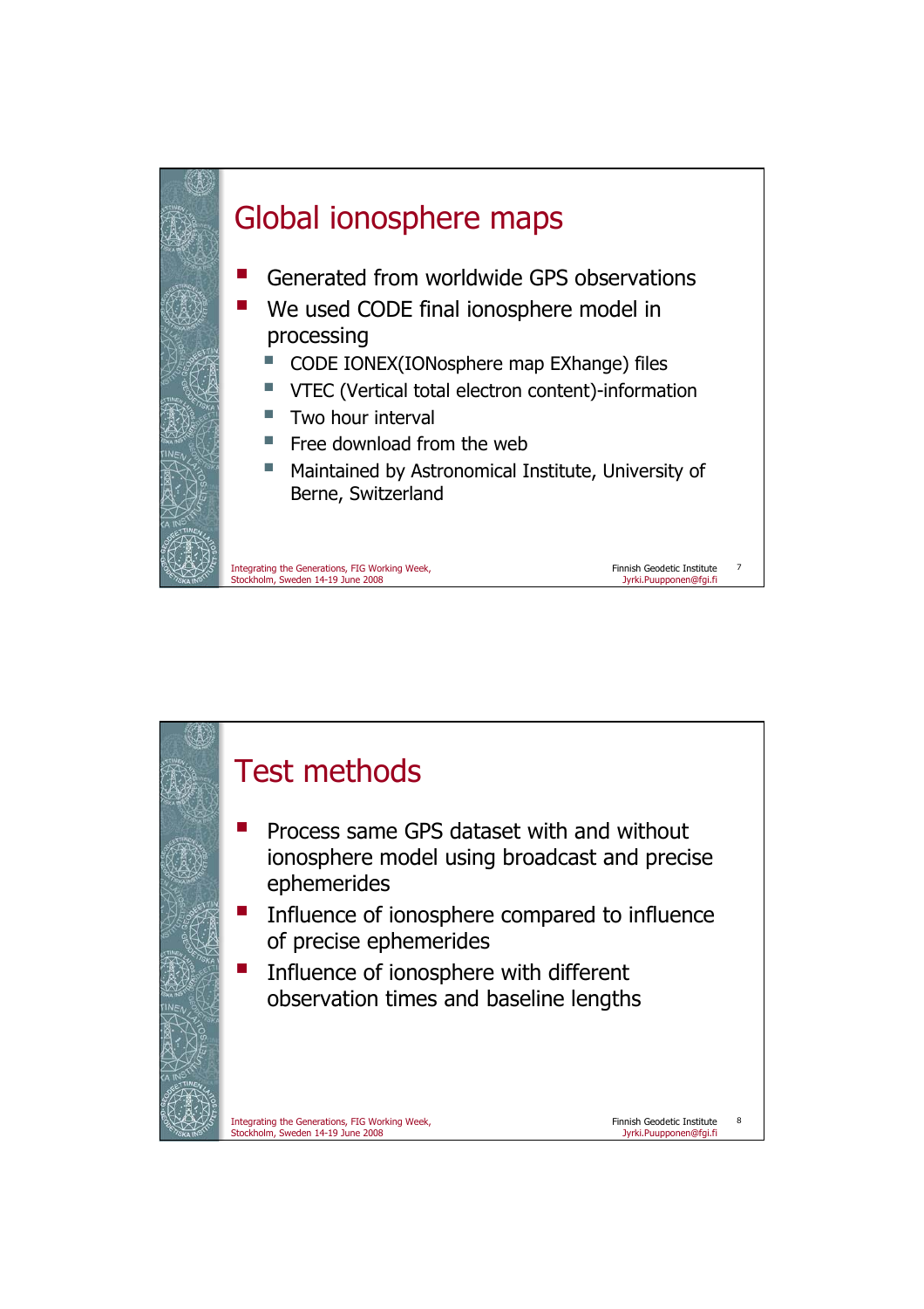# Global ionosphere maps

- Generated from worldwide GPS observations
- We used CODE final ionosphere model in processing
  - CODE IONEX(IONosphere map EXhange) files
  - VTEC (Vertical total electron content)-information
  - Two hour interval
  - Free download from the web
  - Maintained by Astronomical Institute, University of Berne, Switzerland

# Test methods

- Process same GPS dataset with and without ionosphere model using broadcast and precise ephemerides
- Influence of ionosphere compared to influence of precise ephemerides
- Influence of ionosphere with different observation times and baseline lengths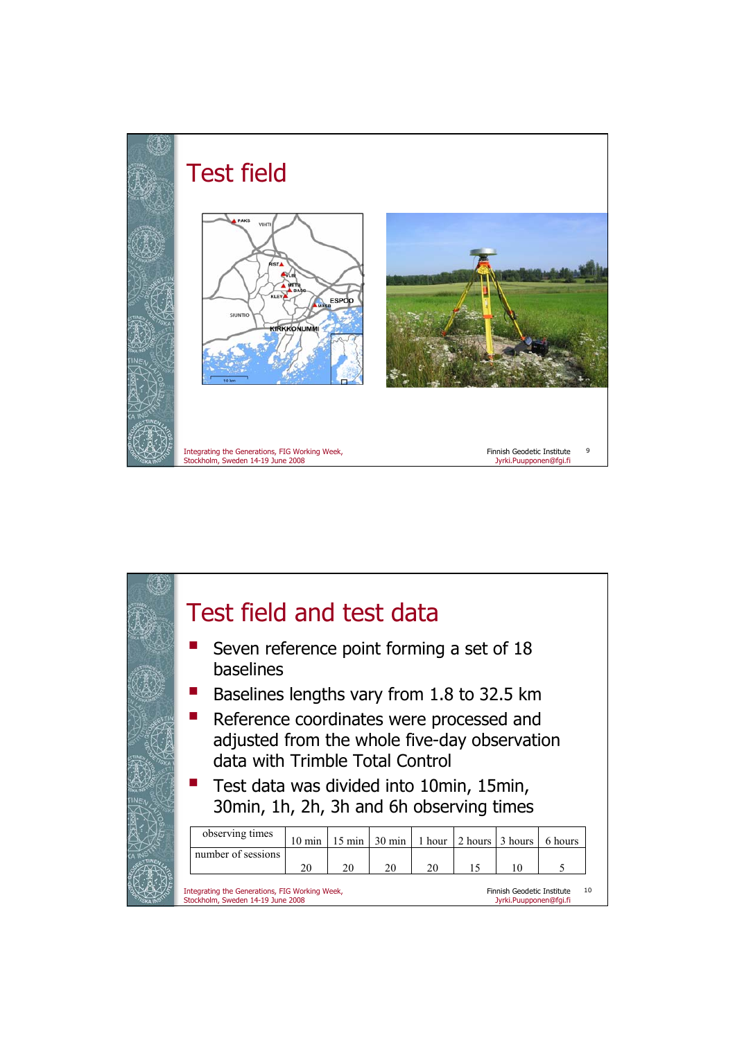# Test field

# Test field and test data

- Seven reference point forming a set of 18 baselines
- Baselines lengths vary from 1.8 to 32.5 km
- Reference coordinates were processed and adjusted from the whole five-day observation data with Trimble Total Control
- Test data was divided into 10min, 15min, 30min, 1h, 2h, 3h and 6h observing times

| observing times | 10 min | 15 min | 30 min | 1 hour | 2 hours | 3 hours | 6 hours |
|---|---|---|---|---|---|---|---|
| number of sessions | 20 | 20 | 20 | 20 | 15 | 10 | 5 |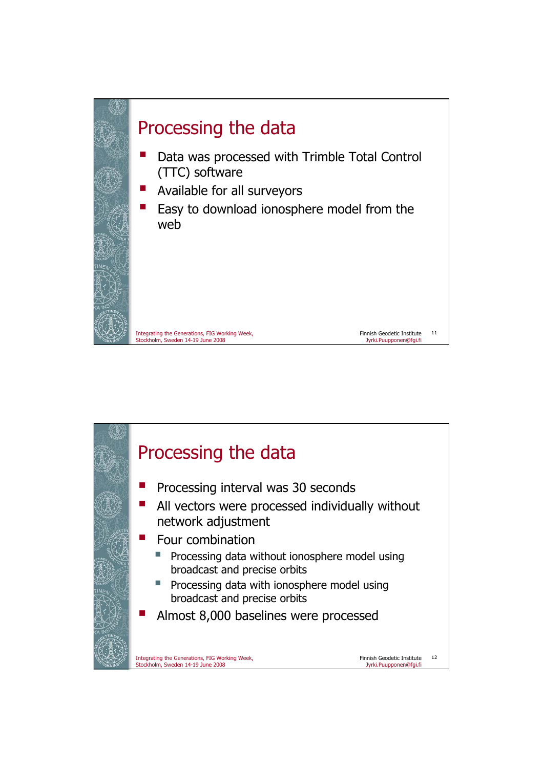## Processing the data

- Data was processed with Trimble Total Control (TTC) software
- Available for all surveyors
- Easy to download ionosphere model from the web

## Processing the data

- Processing interval was 30 seconds
- All vectors were processed individually without network adjustment
- Four combination
  - Processing data without ionosphere model using broadcast and precise orbits
  - Processing data with ionosphere model using broadcast and precise orbits
- Almost 8,000 baselines were processed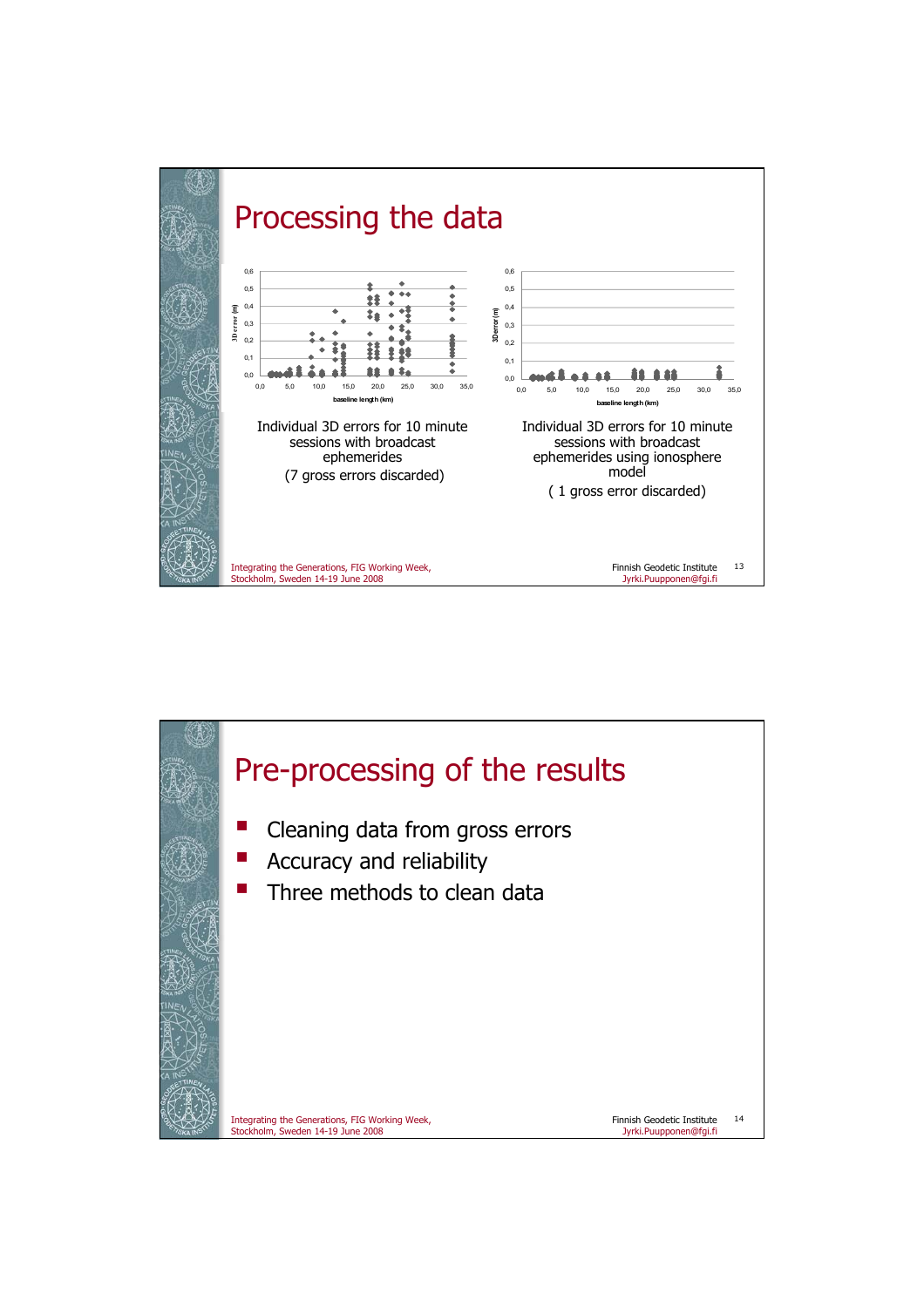# Processing the data

Individual 3D errors for 10 minute sessions with broadcast ephemerides

(7 gross errors discarded)

Individual 3D errors for 10 minute sessions with broadcast ephemerides using ionosphere model

( 1 gross error discarded)

# Pre-processing of the results

- Cleaning data from gross errors
- Accuracy and reliability
- Three methods to clean data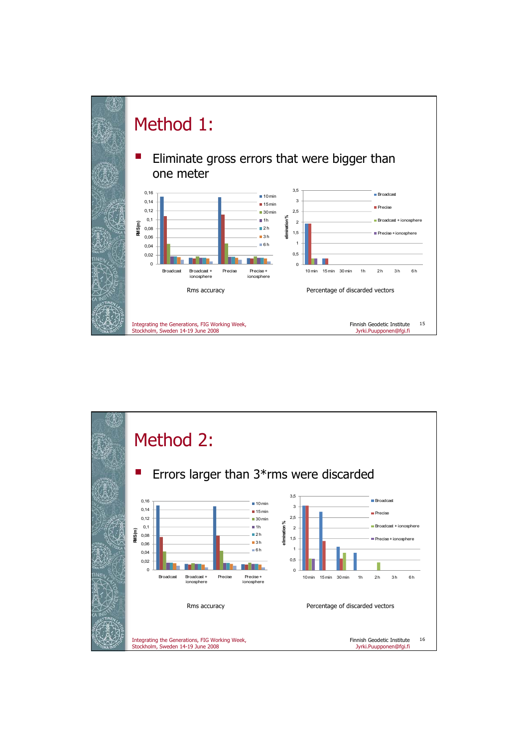# Method 1:

- Eliminate gross errors that were bigger than one meter

Rms accuracy

Percentage of discarded vectors

Integrating the Generations, FIG Working Week, Stockholm, Sweden 14-19 June 2008

Finnish Geodetic Institute
Jyrki.Puupponen@fgi.fi

# Method 2:

- Errors larger than 3*rms were discarded

Rms accuracy

Percentage of discarded vectors

Integrating the Generations, FIG Working Week, Stockholm, Sweden 14-19 June 2008

Finnish Geodetic Institute
Jyrki.Puupponen@fgi.fi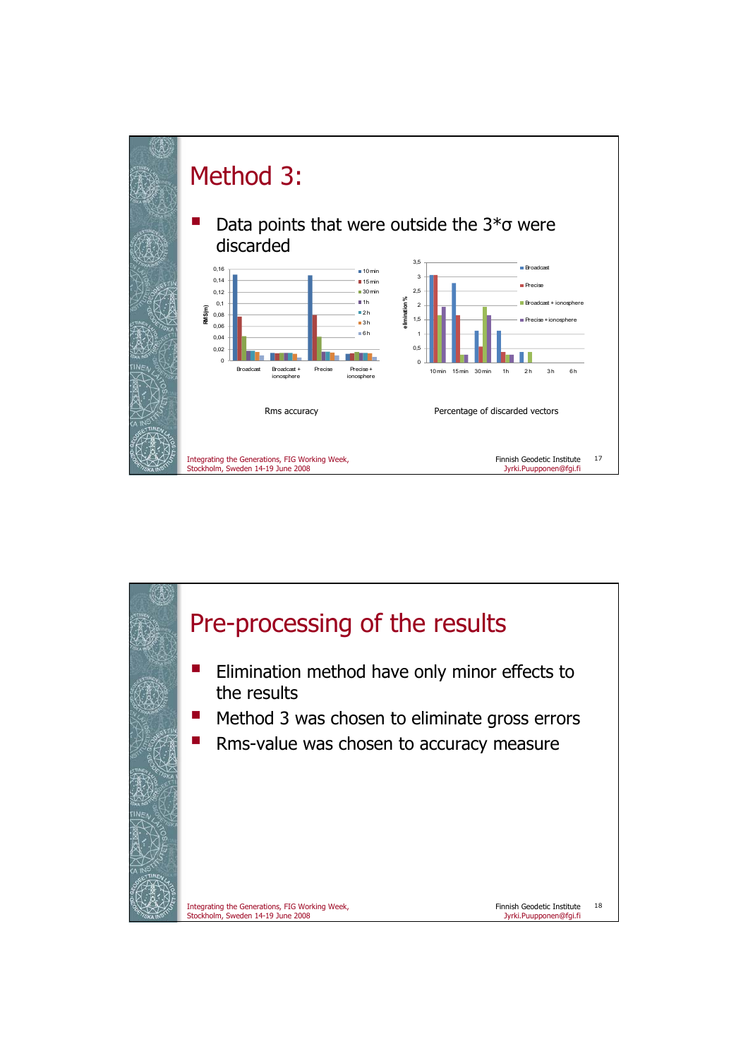# Method 3:

- Data points that were outside the 3*σ were discarded

Rms accuracy

Percentage of discarded vectors

# Pre-processing of the results

- Elimination method have only minor effects to the results
- Method 3 was chosen to eliminate gross errors
- Rms-value was chosen to accuracy measure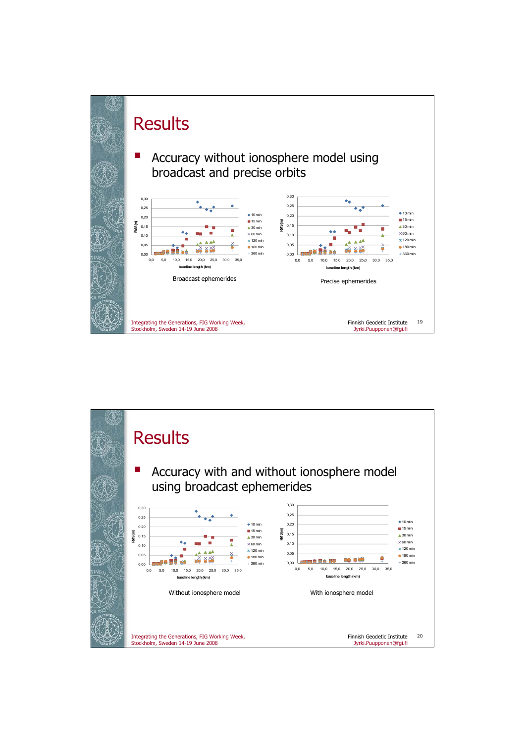# Results

- Accuracy without ionosphere model using broadcast and precise orbits

Broadcast ephemerides

Precise ephemerides

# Results

- Accuracy with and without ionosphere model using broadcast ephemerides

Without ionosphere model

With ionosphere model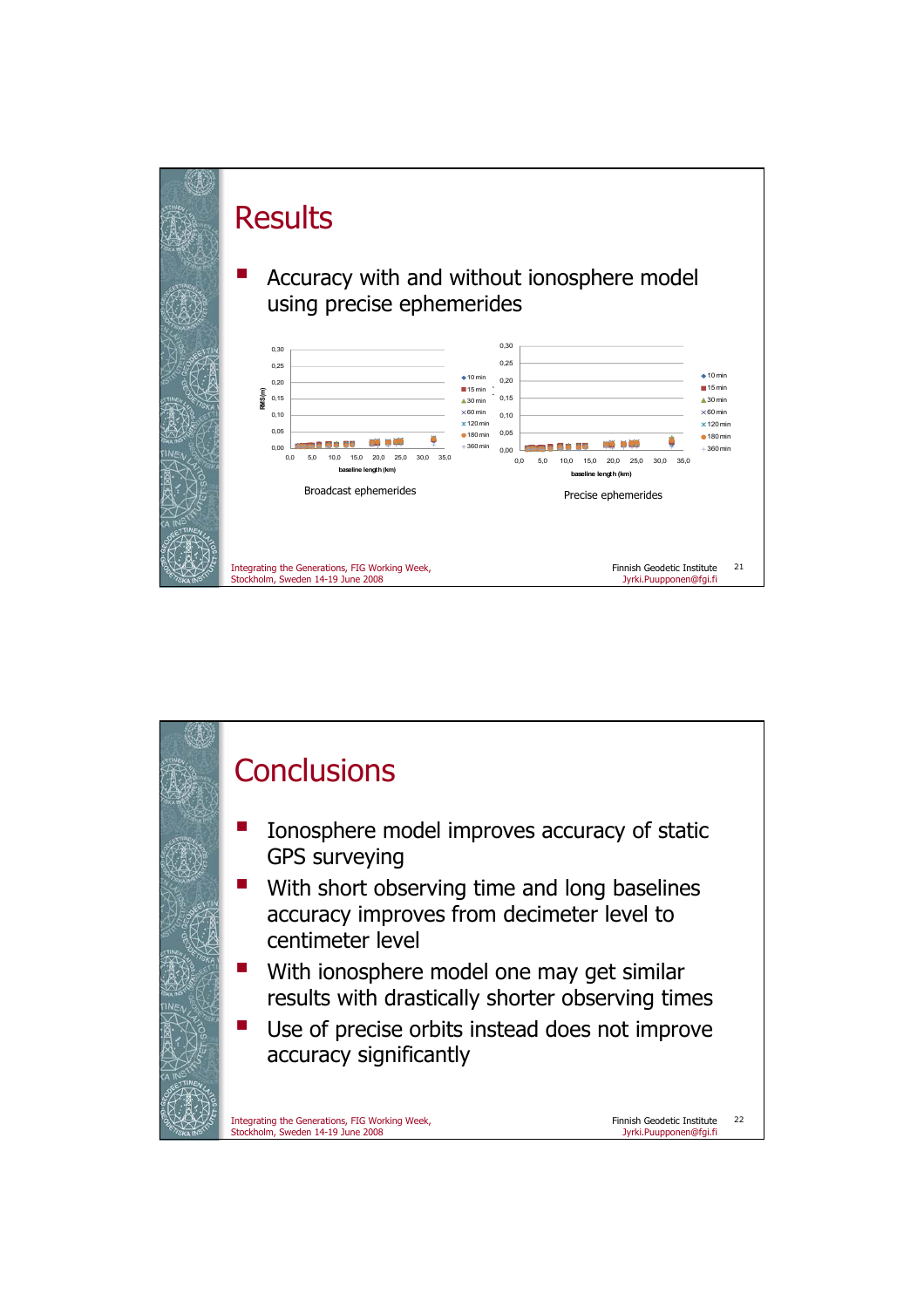# Results

- Accuracy with and without ionosphere model using precise ephemerides

Broadcast ephemerides

Precise ephemerides

# Conclusions

- Ionosphere model improves accuracy of static GPS surveying
- With short observing time and long baselines accuracy improves from decimeter level to centimeter level
- With ionosphere model one may get similar results with drastically shorter observing times
- Use of precise orbits instead does not improve accuracy significantly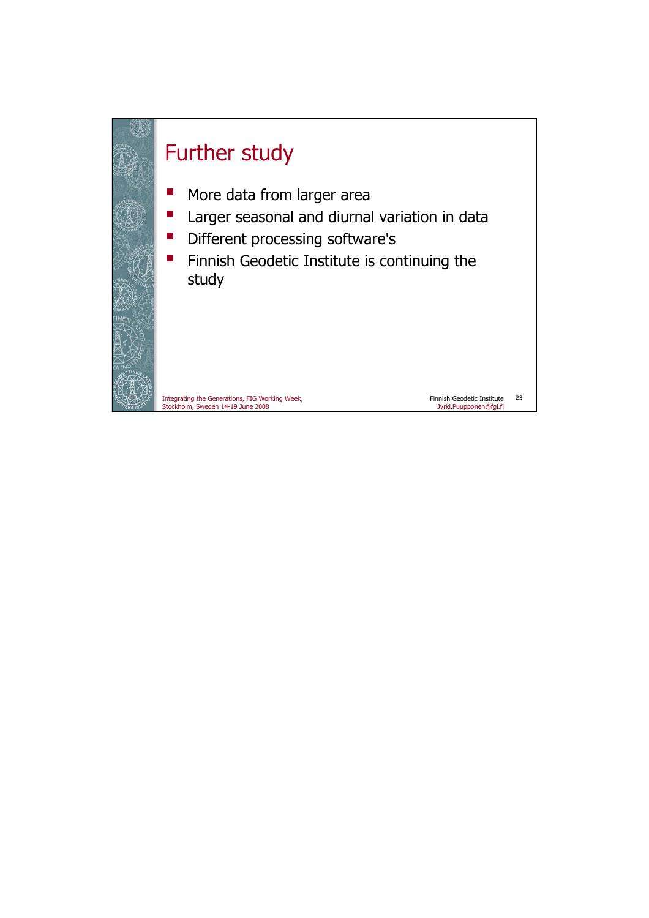# Further study

- More data from larger area
- Larger seasonal and diurnal variation in data
- Different processing software's
- Finnish Geodetic Institute is continuing the study